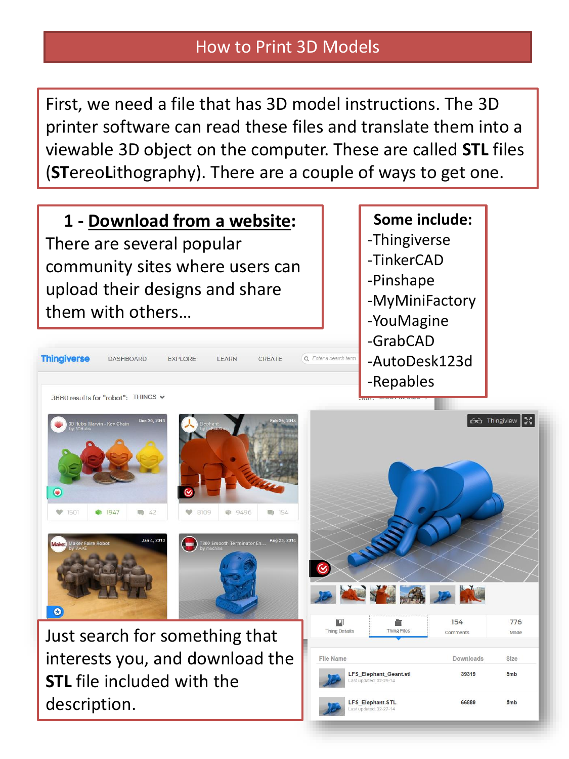# How to Print 3D Models

First, we need a file that has 3D model instructions. The 3D printer software can read these files and translate them into a viewable 3D object on the computer. These are called **STL** files (**ST**ereo**L**ithography). There are a couple of ways to get one.

## 1 - Download from a website:

There are several popular community sites where users can upload their designs and share them with others…

**Some include:**

- Thingiverse
- TinkerCAD
- Pinshape
- MyMiniFactory
- YouMagine
- GrabCAD
- AutoDesk123d
- Repables

Just search for something that interests you, and download the **STL** file included with the description.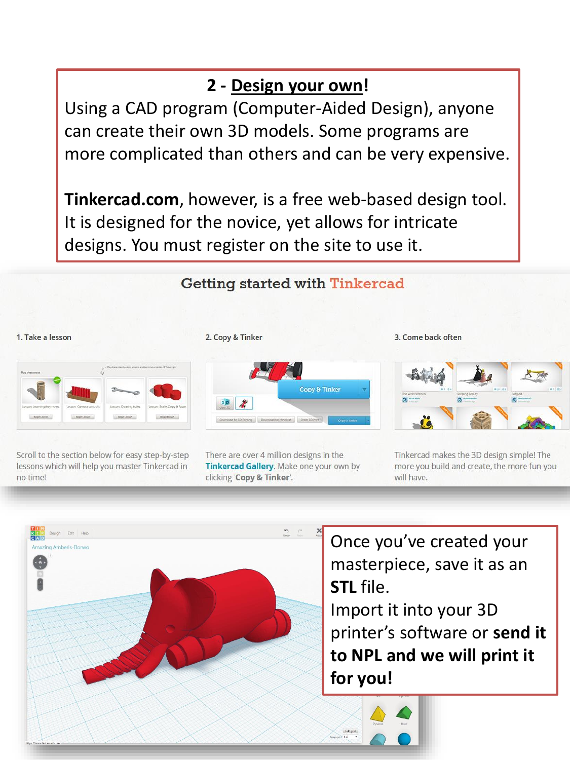## 2 - Design your own!

Using a CAD program (Computer-Aided Design), anyone can create their own 3D models. Some programs are more complicated than others and can be very expensive.

**Tinkercad.com**, however, is a free web-based design tool. It is designed for the novice, yet allows for intricate designs. You must register on the site to use it.

### Getting started with Tinkercad

**1. Take a lesson**

Scroll to the section below for easy step-by-step lessons which will help you master Tinkercad in no time!

**2. Copy & Tinker**

There are over 4 million designs in the **Tinkercad Gallery**. Make one your own by clicking '**Copy & Tinker**'.

**3. Come back often**

Tinkercad makes the 3D design simple! The more you build and create, the more fun you will have.

Once you've created your masterpiece, save it as an **STL** file.

Import it into your 3D printer's software or **send it to NPL and we will print it for you!**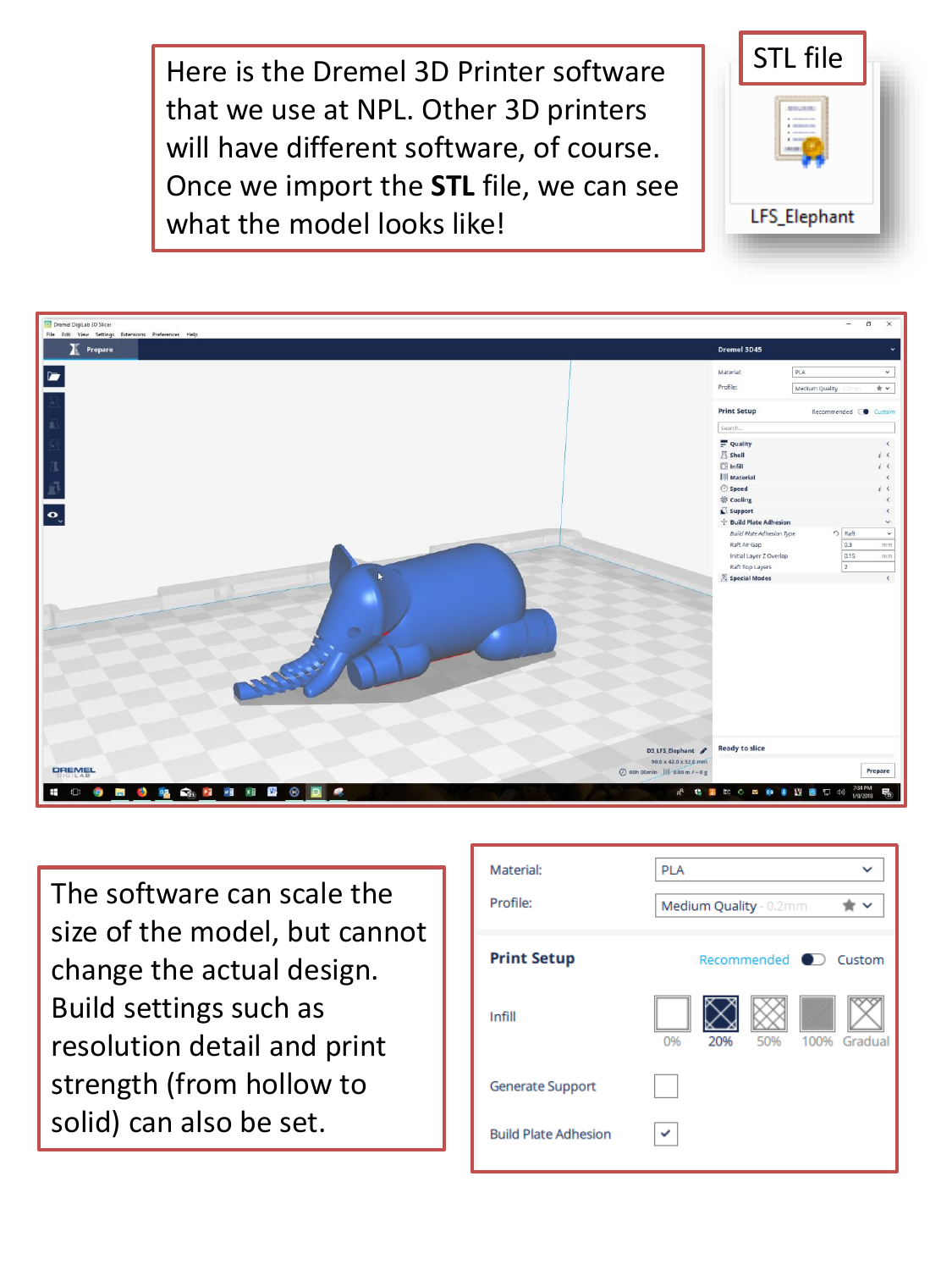Here is the Dremel 3D Printer software that we use at NPL. Other 3D printers will have different software, of course. Once we import the **STL** file, we can see what the model looks like!

STL file

LFS_Elephant

The software can scale the size of the model, but cannot change the actual design. Build settings such as resolution detail and print strength (from hollow to solid) can also be set.

Material: PLA

Profile: Medium Quality - 0.2mm

**Print Setup** Recommended Custom

Infill: 0% 20% 50% 100% Gradual

Generate Support

Build Plate Adhesion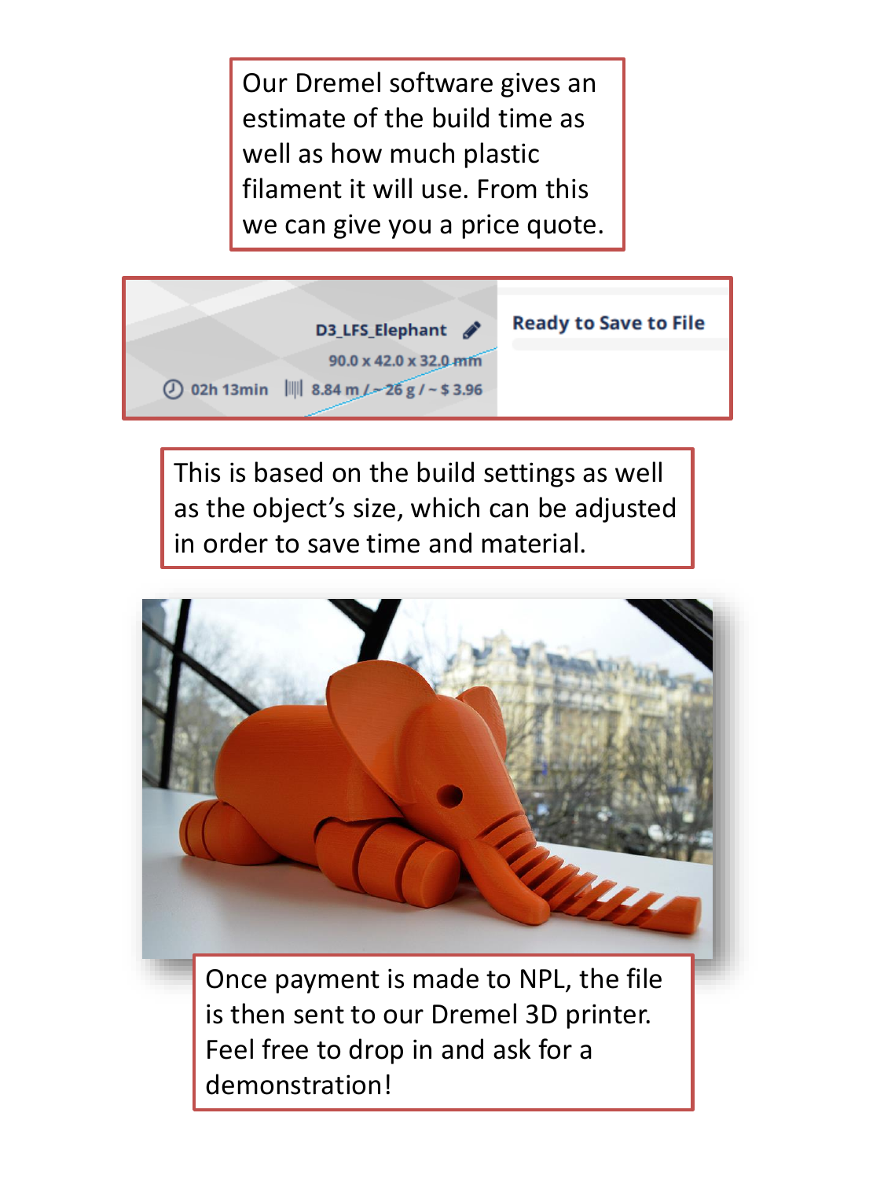Our Dremel software gives an estimate of the build time as well as how much plastic filament it will use. From this we can give you a price quote.

D3_LFS_Elephant

90.0 x 42.0 x 32.0 mm

02h 13min 8.84 m / ~ 26 g / ~ $ 3.96

Ready to Save to File

This is based on the build settings as well as the object's size, which can be adjusted in order to save time and material.

Once payment is made to NPL, the file is then sent to our Dremel 3D printer. Feel free to drop in and ask for a demonstration!